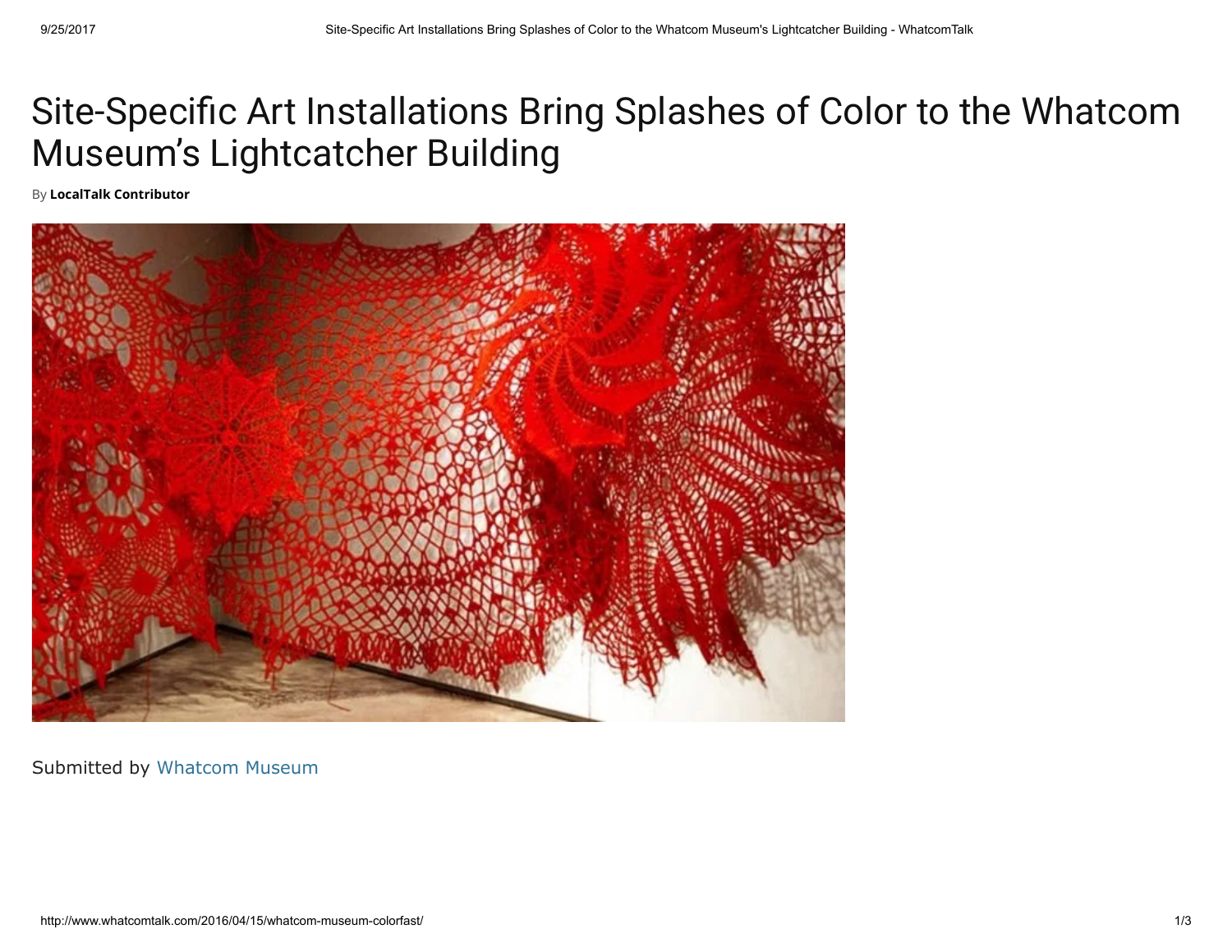# Site-Specific Art Installations Bring Splashes of Color to the Whatcom Museum's Lightcatcher Building

By **LocalTalk Contributor**

Submitted by Whatcom Museum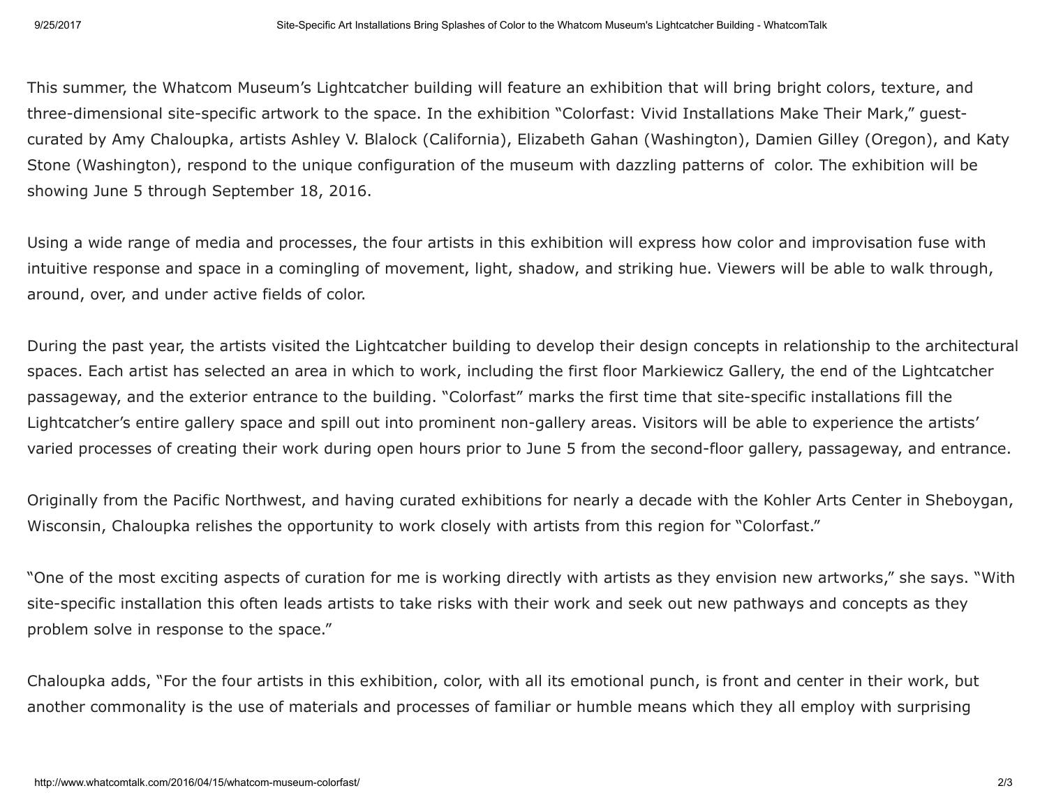This summer, the Whatcom Museum's Lightcatcher building will feature an exhibition that will bring bright colors, texture, and three-dimensional site-specific artwork to the space. In the exhibition "Colorfast: Vivid Installations Make Their Mark," guest-curated by Amy Chaloupka, artists Ashley V. Blalock (California), Elizabeth Gahan (Washington), Damien Gilley (Oregon), and Katy Stone (Washington), respond to the unique configuration of the museum with dazzling patterns of color. The exhibition will be showing June 5 through September 18, 2016.

Using a wide range of media and processes, the four artists in this exhibition will express how color and improvisation fuse with intuitive response and space in a comingling of movement, light, shadow, and striking hue. Viewers will be able to walk through, around, over, and under active fields of color.

During the past year, the artists visited the Lightcatcher building to develop their design concepts in relationship to the architectural spaces. Each artist has selected an area in which to work, including the first floor Markiewicz Gallery, the end of the Lightcatcher passageway, and the exterior entrance to the building. "Colorfast" marks the first time that site-specific installations fill the Lightcatcher's entire gallery space and spill out into prominent non-gallery areas. Visitors will be able to experience the artists' varied processes of creating their work during open hours prior to June 5 from the second-floor gallery, passageway, and entrance.

Originally from the Pacific Northwest, and having curated exhibitions for nearly a decade with the Kohler Arts Center in Sheboygan, Wisconsin, Chaloupka relishes the opportunity to work closely with artists from this region for "Colorfast."

"One of the most exciting aspects of curation for me is working directly with artists as they envision new artworks," she says. "With site-specific installation this often leads artists to take risks with their work and seek out new pathways and concepts as they problem solve in response to the space."

Chaloupka adds, "For the four artists in this exhibition, color, with all its emotional punch, is front and center in their work, but another commonality is the use of materials and processes of familiar or humble means which they all employ with surprising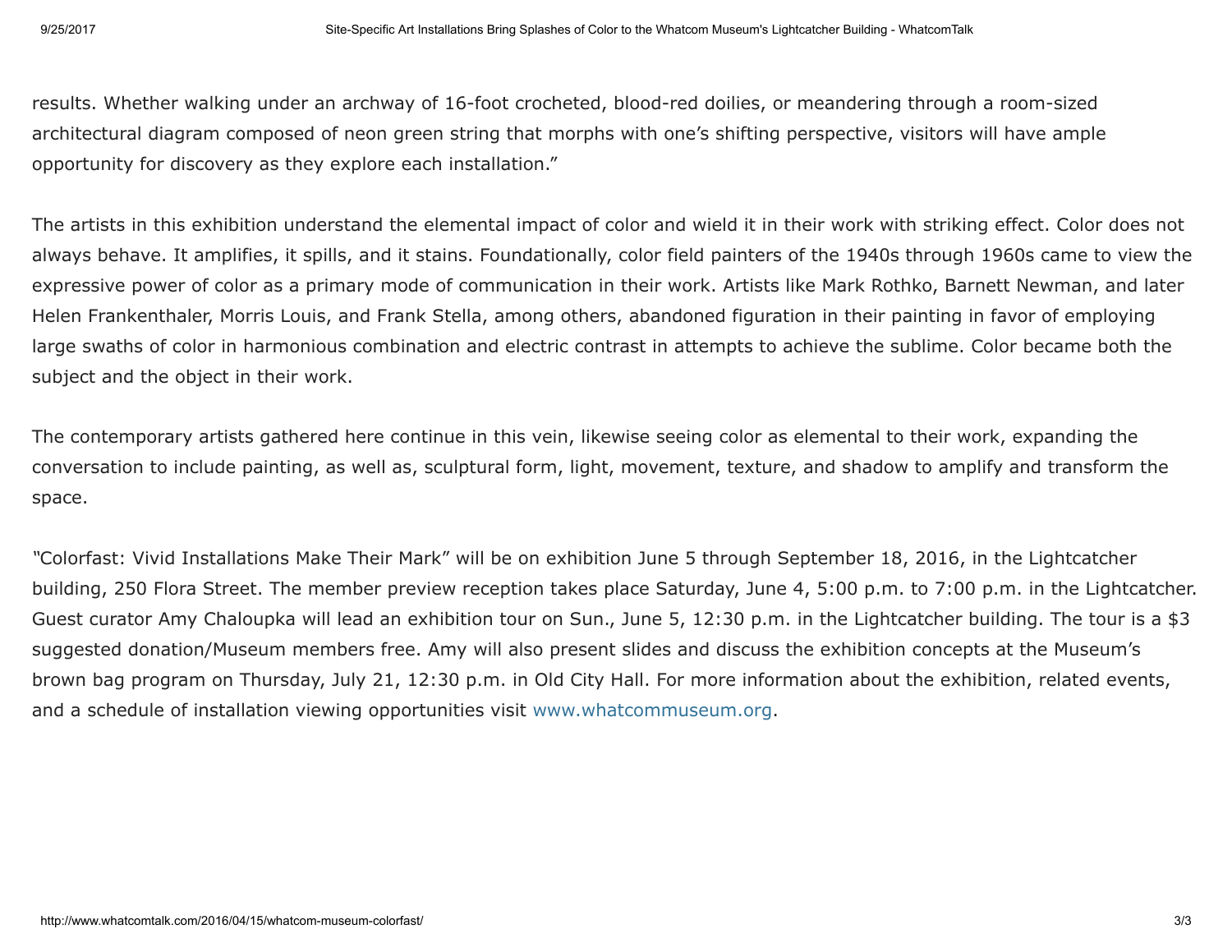results. Whether walking under an archway of 16-foot crocheted, blood-red doilies, or meandering through a room-sized architectural diagram composed of neon green string that morphs with one's shifting perspective, visitors will have ample opportunity for discovery as they explore each installation."

The artists in this exhibition understand the elemental impact of color and wield it in their work with striking effect. Color does not always behave. It amplifies, it spills, and it stains. Foundationally, color field painters of the 1940s through 1960s came to view the expressive power of color as a primary mode of communication in their work. Artists like Mark Rothko, Barnett Newman, and later Helen Frankenthaler, Morris Louis, and Frank Stella, among others, abandoned figuration in their painting in favor of employing large swaths of color in harmonious combination and electric contrast in attempts to achieve the sublime. Color became both the subject and the object in their work.

The contemporary artists gathered here continue in this vein, likewise seeing color as elemental to their work, expanding the conversation to include painting, as well as, sculptural form, light, movement, texture, and shadow to amplify and transform the space.

"Colorfast: Vivid Installations Make Their Mark" will be on exhibition June 5 through September 18, 2016, in the Lightcatcher building, 250 Flora Street. The member preview reception takes place Saturday, June 4, 5:00 p.m. to 7:00 p.m. in the Lightcatcher. Guest curator Amy Chaloupka will lead an exhibition tour on Sun., June 5, 12:30 p.m. in the Lightcatcher building. The tour is a $3 suggested donation/Museum members free. Amy will also present slides and discuss the exhibition concepts at the Museum's brown bag program on Thursday, July 21, 12:30 p.m. in Old City Hall. For more information about the exhibition, related events, and a schedule of installation viewing opportunities visit www.whatcommuseum.org.